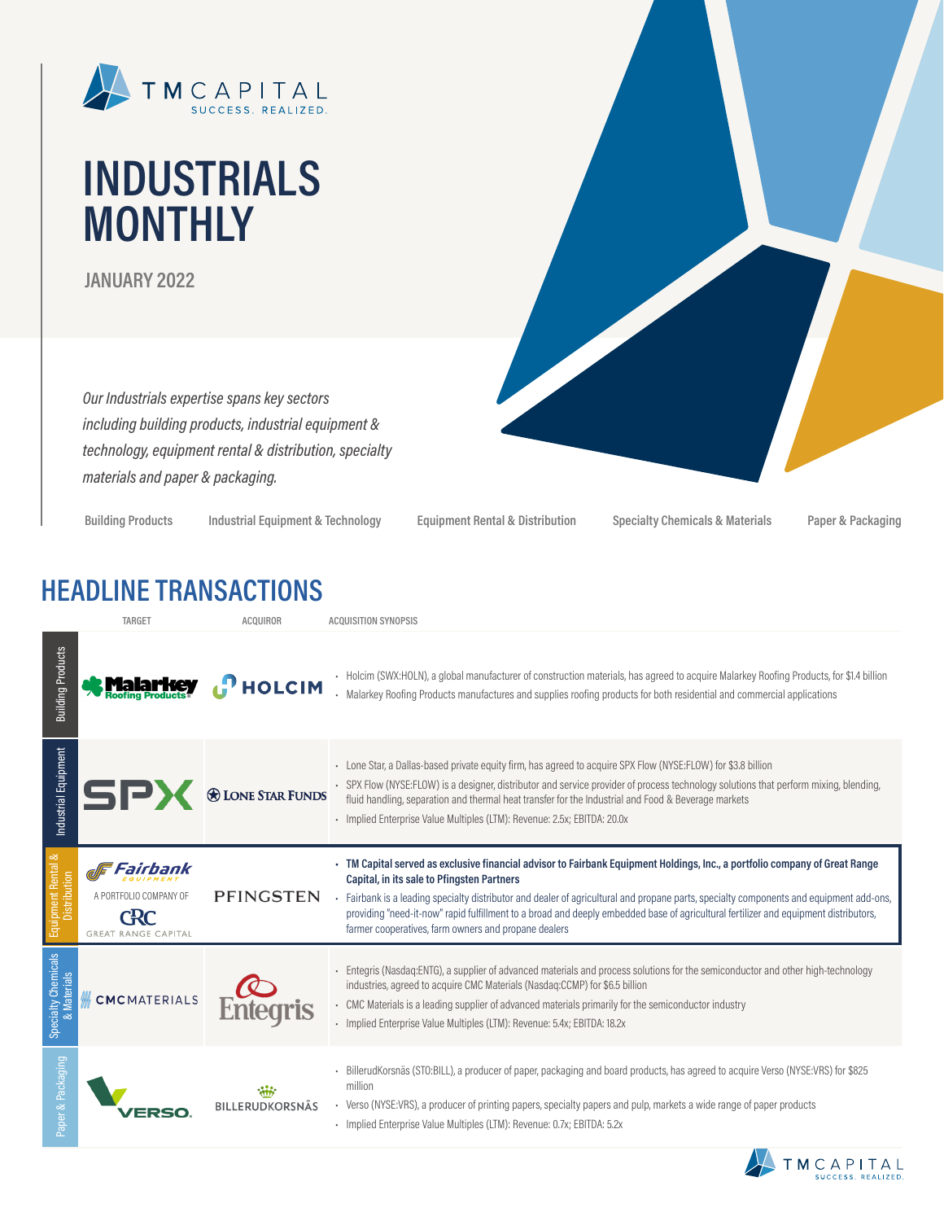TM CAPITAL
SUCCESS. REALIZED.

# INDUSTRIALS MONTHLY

## JANUARY 2022

*Our Industrials expertise spans key sectors including building products, industrial equipment & technology, equipment rental & distribution, specialty materials and paper & packaging.*

Building Products | Industrial Equipment & Technology | Equipment Rental & Distribution | Specialty Chemicals & Materials | Paper & Packaging

## HEADLINE TRANSACTIONS

| Sector | Target | Acquiror | Acquisition Synopsis |
|---|---|---|---|
| Building Products | Malarkey Roofing Products | Holcim | • Holcim (SWX:HOLN), a global manufacturer of construction materials, has agreed to acquire Malarkey Roofing Products, for $1.4 billion<br>• Malarkey Roofing Products manufactures and supplies roofing products for both residential and commercial applications |
| Industrial Equipment | SPX | Lone Star Funds | • Lone Star, a Dallas-based private equity firm, has agreed to acquire SPX Flow (NYSE:FLOW) for $3.8 billion<br>• SPX Flow (NYSE:FLOW) is a designer, distributor and service provider of process technology solutions that perform mixing, blending, fluid handling, separation and thermal heat transfer for the Industrial and Food & Beverage markets<br>• Implied Enterprise Value Multiples (LTM): Revenue: 2.5x; EBITDA: 20.0x |
| Equipment Rental & Distribution | Fairbank Equipment, a portfolio company of GRC Great Range Capital | Pfingsten | • **TM Capital served as exclusive financial advisor to Fairbank Equipment Holdings, Inc., a portfolio company of Great Range Capital, in its sale to Pfingsten Partners**<br>• Fairbank is a leading specialty distributor and dealer of agricultural and propane parts, specialty components and equipment add-ons, providing "need-it-now" rapid fulfillment to a broad and deeply embedded base of agricultural fertilizer and equipment distributors, farmer cooperatives, farm owners and propane dealers |
| Specialty Chemicals & Materials | CMC Materials | Entegris | • Entegris (Nasdaq:ENTG), a supplier of advanced materials and process solutions for the semiconductor and other high-technology industries, agreed to acquire CMC Materials (Nasdaq:CCMP) for $6.5 billion<br>• CMC Materials is a leading supplier of advanced materials primarily for the semiconductor industry<br>• Implied Enterprise Value Multiples (LTM): Revenue: 5.4x; EBITDA: 18.2x |
| Paper & Packaging | Verso | BillerudKorsnäs | • BillerudKorsnäs (STO:BILL), a producer of paper, packaging and board products, has agreed to acquire Verso (NYSE:VRS) for $825 million<br>• Verso (NYSE:VRS), a producer of printing papers, specialty papers and pulp, markets a wide range of paper products<br>• Implied Enterprise Value Multiples (LTM): Revenue: 0.7x; EBITDA: 5.2x |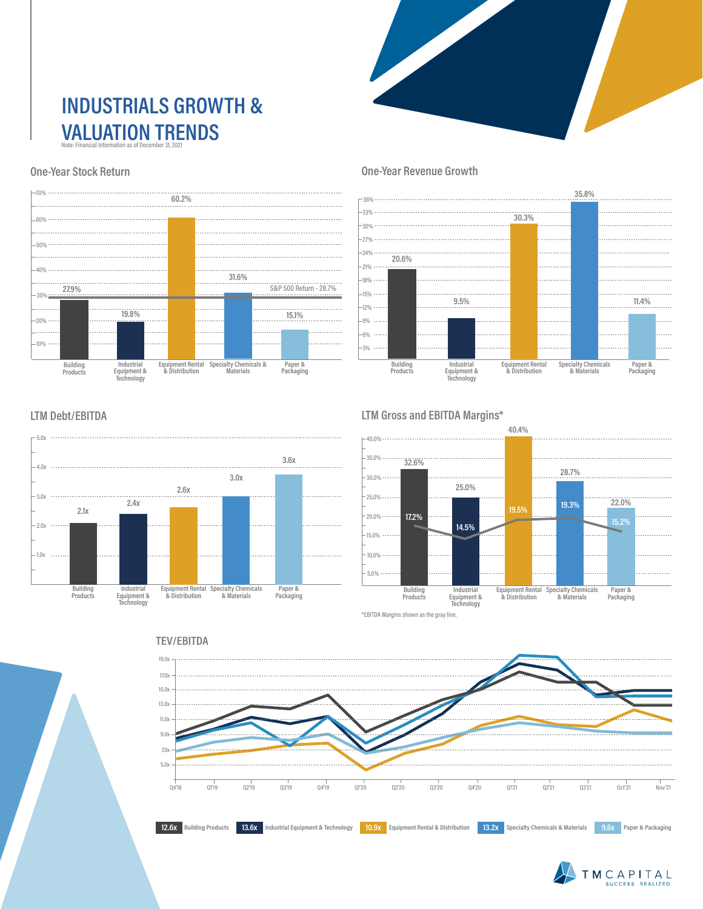# INDUSTRIALS GROWTH & VALUATION TRENDS

Note: Financial Information as of December 31, 2021

## One-Year Stock Return

| Sector | One-Year Stock Return |
| --- | --- |
| Building Products | 27.9% |
| Industrial Equipment & Technology | 19.8% |
| Equipment Rental & Distribution | 60.2% |
| Specialty Chemicals & Materials | 31.6% |
| Paper & Packaging | 15.1% |

S&P 500 Return - 28.7%

## One-Year Revenue Growth

| Sector | One-Year Revenue Growth |
| --- | --- |
| Building Products | 20.6% |
| Industrial Equipment & Technology | 9.5% |
| Equipment Rental & Distribution | 30.3% |
| Specialty Chemicals & Materials | 35.8% |
| Paper & Packaging | 11.4% |

## LTM Debt/EBITDA

| Sector | LTM Debt/EBITDA |
| --- | --- |
| Building Products | 2.1x |
| Industrial Equipment & Technology | 2.4x |
| Equipment Rental & Distribution | 2.6x |
| Specialty Chemicals & Materials | 3.0x |
| Paper & Packaging | 3.6x |

## LTM Gross and EBITDA Margins*

| Sector | Gross Margin | EBITDA Margin |
| --- | --- | --- |
| Building Products | 32.6% | 17.2% |
| Industrial Equipment & Technology | 25.0% | 14.5% |
| Equipment Rental & Distribution | 40.4% | 19.5% |
| Specialty Chemicals & Materials | 28.7% | 19.3% |
| Paper & Packaging | 22.0% | 15.2% |

*EBITDA Margins shown as the gray line.

## TEV/EBITDA

| Sector | TEV/EBITDA |
| --- | --- |
| Building Products | 12.6x |
| Industrial Equipment & Technology | 13.6x |
| Equipment Rental & Distribution | 10.9x |
| Specialty Chemicals & Materials | 13.2x |
| Paper & Packaging | 9.6x |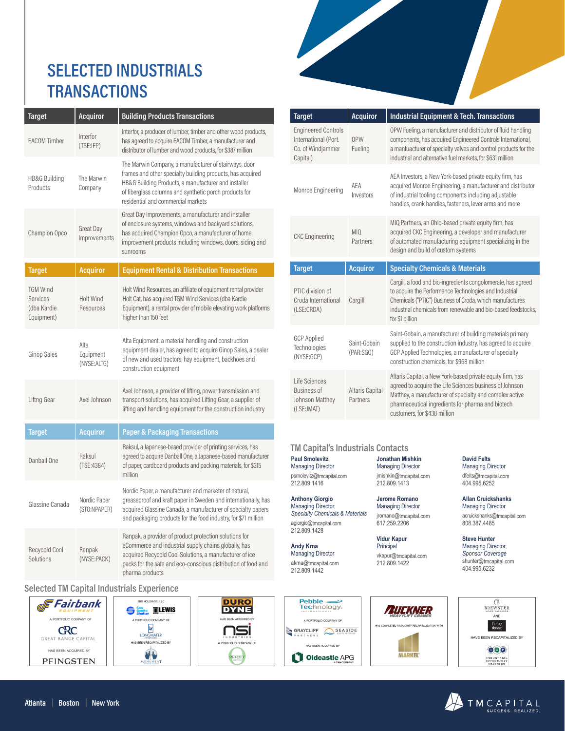# SELECTED INDUSTRIALS TRANSACTIONS

| Target | Acquiror | Building Products Transactions |
|---|---|---|
| EACOM Timber | Interfor (TSE:IFP) | Interfor, a producer of lumber, timber and other wood products, has agreed to acquire EACOM Timber, a manufacturer and distributor of lumber and wood products, for $387 million |
| HB&G Building Products | The Marwin Company | The Marwin Company, a manufacturer of stairways, door frames and other specialty building products, has acquired HB&G Building Products, a manufacturer and installer of fiberglass columns and synthetic porch products for residential and commercial markets |
| Champion Opco | Great Day Improvements | Great Day Improvements, a manufacturer and installer of enclosure systems, windows and backyard solutions, has acquired Champion Opco, a manufacturer of home improvement products including windows, doors, siding and sunrooms |

| Target | Acquiror | Equipment Rental & Distribution Transactions |
|---|---|---|
| TGM Wind Services (dba Kardie Equipment) | Holt Wind Resources | Holt Wind Resources, an affiliate of equipment rental provider Holt Cat, has acquired TGM Wind Services (dba Kardie Equipment), a rental provider of mobile elevating work platforms higher than 150 feet |
| Ginop Sales | Alta Equipment (NYSE:ALTG) | Alta Equipment, a material handling and construction equipment dealer, has agreed to acquire Ginop Sales, a dealer of new and used tractors, hay equipment, backhoes and construction equipment |
| Liftng Gear | Axel Johnson | Axel Johnson, a provider of lifting, power transmission and transport solutions, has acquired Lifting Gear, a supplier of lifting and handling equipment for the construction industry |

| Target | Acquiror | Paper & Packaging Transactions |
|---|---|---|
| Danball One | Raksul (TSE:4384) | Raksul, a Japanese-based provider of printing services, has agreed to acquire Danball One, a Japanese-based manufacturer of paper, cardboard products and packing materials, for $315 million |
| Glassine Canada | Nordic Paper (STO:NPAPER) | Nordic Paper, a manufacturer and marketer of natural, greaseproof and kraft paper in Sweden and internationally, has acquired Glassine Canada, a manufacturer of specialty papers and packaging products for the food industry, for $71 million |
| Recycold Cool Solutions | Ranpak (NYSE:PACK) | Ranpak, a provider of product protection solutions for eCommerce and industrial supply chains globally, has acquired Recycold Cool Solutions, a manufacturer of ice packs for the safe and eco-conscious distribution of food and pharma products |

| Target | Acquiror | Industrial Equipment & Tech. Transactions |
|---|---|---|
| Engineered Controls International (Port. Co. of Windjammer Capital) | OPW Fueling | OPW Fueling, a manufacturer and distributor of fluid handling components, has acquired Engineered Controls International, a manfuacturer of specialty valves and control products for the industrial and alternative fuel markets, for $631 million |
| Monroe Engineering | AEA Investors | AEA Investors, a New York-based private equity firm, has acquired Monroe Engineering, a manufacturer and distributor of industrial tooling components including adjustable handles, crank handles, fasteners, lever arms and more |
| CKC Engineering | MIQ Partners | MIQ Partners, an Ohio-based private equity firm, has acquired CKC Engineering, a developer and manufacturer of automated manufacturing equipment specializing in the design and build of custom systems |

| Target | Acquiror | Specialty Chemicals & Materials |
|---|---|---|
| PTIC division of Croda International (LSE:CRDA) | Cargill | Cargill, a food and bio-ingredients congolomerate, has agreed to acquire the Performance Technologies and Industrial Chemicals ("PTIC") Business of Croda, which manufactures industrial chemicals from renewable and bio-based feedstocks, for $1 billion |
| GCP Applied Technologies (NYSE:GCP) | Saint-Gobain (PAR:SGO) | Saint-Gobain, a manufacturer of building materials primary supplied to the construction industry, has agreed to acquire GCP Applied Technologies, a manufacturer of specialty construction chemicals, for $968 million |
| Life Sciences Business of Johnson Matthey (LSE:JMAT) | Altaris Capital Partners | Altaris Capital, a New York-based private equity firm, has agreed to acquire the Life Sciences business of Johnson Matthey, a manufacturer of specialty and complex active pharmaceutical ingredients for pharma and biotech customers, for $438 million |

## TM Capital's Industrials Contacts

**Paul Smolevitz**
Managing Director
psmolevitz@tmcapital.com
212.809.1416

**Anthony Giorgio**
Managing Director,
*Specialty Chemicals & Materials*
agiorgio@tmcapital.com
212.809.1428

**Andy Krna**
Managing Director
akrna@tmcapital.com
212.809.1442

**Jonathan Mishkin**
Managing Director
jmishkin@tmcapital.com
212.809.1413

**Jerome Romano**
Managing Director
jromano@tmcapital.com
617.259.2206

**Vidur Kapur**
Principal
vkapur@tmcapital.com
212.809.1422

**David Felts**
Managing Director
dfelts@tmcapital.com
404.995.6252

**Allan Cruickshanks**
Managing Director
acruickshanks@tmcapital.com
808.387.4485

**Steve Hunter**
Managing Director,
*Sponsor Coverage*
shunter@tmcapital.com
404.995.6232

## Selected TM Capital Industrials Experience

Fairbank Equipment — A portfolio company of CRC Great Range Capital — has been acquired by Pfingsten

SBS Holdings, LLC — San Benito Shutter, Lewis — A portfolio company of Longwater — has been recapitalized by Monument

Duro Dyne — has been acquired by NSI Industries — a portfolio company of Odyssey

Pebble Technology International — A portfolio company of Graycliff Partners, Seaside — has been acquired by Oldcastle APG, a CRH company

Buckner Heavylift Cranes — has completed a majority recapitalization with Markel

Brewster Home Fashions and Fine Decor — have been recapitalized by Industrial Opportunity Partners

Atlanta | Boston | New York

TM CAPITAL — SUCCESS. REALIZED.